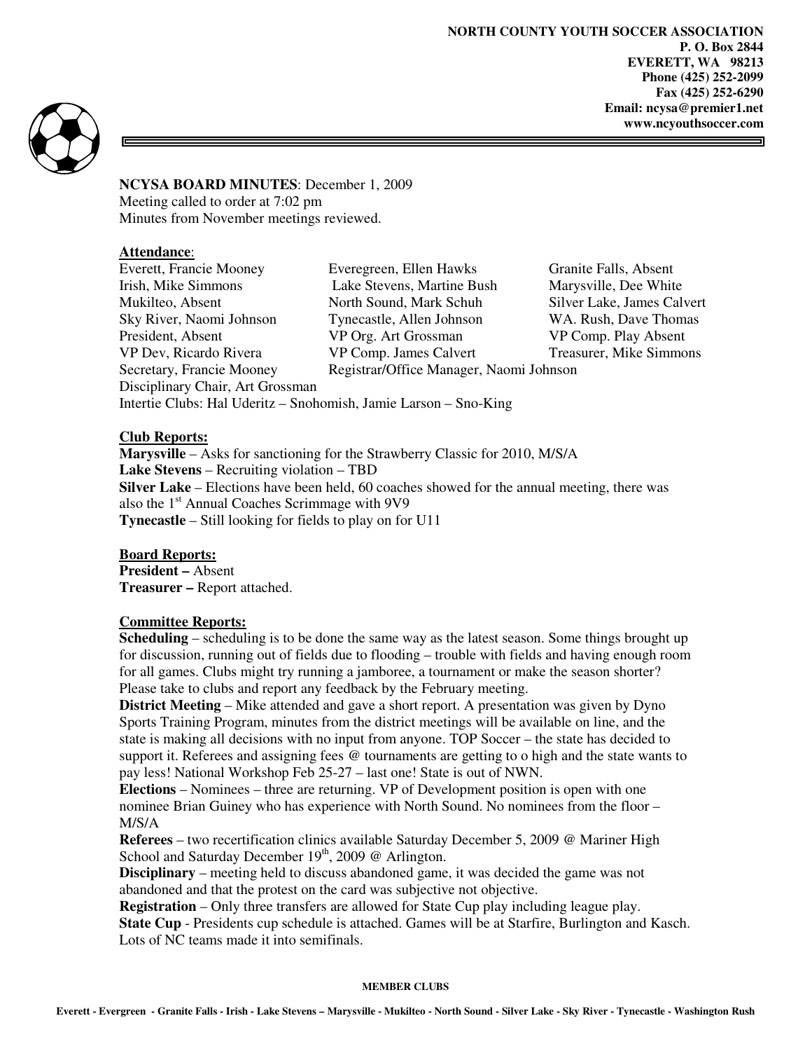**NORTH COUNTY YOUTH SOCCER ASSOCIATION**
**P. O. Box 2844**
**EVERETT, WA 98213**
**Phone (425) 252-2099**
**Fax (425) 252-6290**
**Email: ncysa@premier1.net**
**www.ncyouthsoccer.com**

**NCYSA BOARD MINUTES**: December 1, 2009
Meeting called to order at 7:02 pm
Minutes from November meetings reviewed.

**Attendance**:

| | | |
|---|---|---|
| Everett, Francie Mooney | Everegreen, Ellen Hawks | Granite Falls, Absent |
| Irish, Mike Simmons | Lake Stevens, Martine Bush | Marysville, Dee White |
| Mukilteo, Absent | North Sound, Mark Schuh | Silver Lake, James Calvert |
| Sky River, Naomi Johnson | Tynecastle, Allen Johnson | WA. Rush, Dave Thomas |
| President, Absent | VP Org. Art Grossman | VP Comp. Play Absent |
| VP Dev, Ricardo Rivera | VP Comp. James Calvert | Treasurer, Mike Simmons |
| Secretary, Francie Mooney | Registrar/Office Manager, Naomi Johnson | |

Disciplinary Chair, Art Grossman
Intertie Clubs: Hal Uderitz – Snohomish, Jamie Larson – Sno-King

**Club Reports:**
**Marysville** – Asks for sanctioning for the Strawberry Classic for 2010, M/S/A
**Lake Stevens** – Recruiting violation – TBD
**Silver Lake** – Elections have been held, 60 coaches showed for the annual meeting, there was also the 1st Annual Coaches Scrimmage with 9V9
**Tynecastle** – Still looking for fields to play on for U11

**Board Reports:**
**President –** Absent
**Treasurer –** Report attached.

**Committee Reports:**
**Scheduling** – scheduling is to be done the same way as the latest season. Some things brought up for discussion, running out of fields due to flooding – trouble with fields and having enough room for all games. Clubs might try running a jamboree, a tournament or make the season shorter? Please take to clubs and report any feedback by the February meeting.
**District Meeting** – Mike attended and gave a short report. A presentation was given by Dyno Sports Training Program, minutes from the district meetings will be available on line, and the state is making all decisions with no input from anyone. TOP Soccer – the state has decided to support it. Referees and assigning fees @ tournaments are getting to o high and the state wants to pay less! National Workshop Feb 25-27 – last one! State is out of NWN.
**Elections** – Nominees – three are returning. VP of Development position is open with one nominee Brian Guiney who has experience with North Sound. No nominees from the floor – M/S/A
**Referees** – two recertification clinics available Saturday December 5, 2009 @ Mariner High School and Saturday December 19th, 2009 @ Arlington.
**Disciplinary** – meeting held to discuss abandoned game, it was decided the game was not abandoned and that the protest on the card was subjective not objective.
**Registration** – Only three transfers are allowed for State Cup play including league play.
**State Cup** - Presidents cup schedule is attached. Games will be at Starfire, Burlington and Kasch. Lots of NC teams made it into semifinals.

**MEMBER CLUBS**

**Everett - Evergreen - Granite Falls - Irish - Lake Stevens – Marysville - Mukilteo - North Sound - Silver Lake - Sky River - Tynecastle - Washington Rush**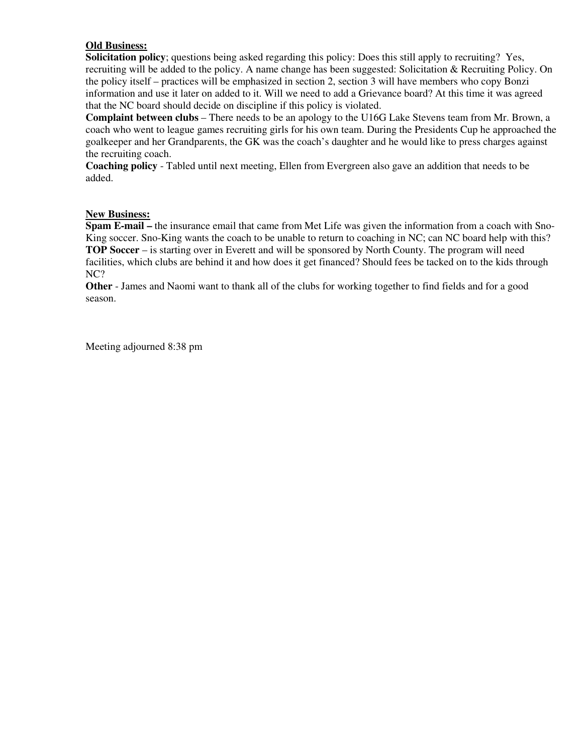**Old Business:**

**Solicitation policy**; questions being asked regarding this policy: Does this still apply to recruiting? Yes, recruiting will be added to the policy. A name change has been suggested: Solicitation & Recruiting Policy. On the policy itself – practices will be emphasized in section 2, section 3 will have members who copy Bonzi information and use it later on added to it. Will we need to add a Grievance board? At this time it was agreed that the NC board should decide on discipline if this policy is violated.

**Complaint between clubs** – There needs to be an apology to the U16G Lake Stevens team from Mr. Brown, a coach who went to league games recruiting girls for his own team. During the Presidents Cup he approached the goalkeeper and her Grandparents, the GK was the coach's daughter and he would like to press charges against the recruiting coach.

**Coaching policy** - Tabled until next meeting, Ellen from Evergreen also gave an addition that needs to be added.

**New Business:**

**Spam E-mail –** the insurance email that came from Met Life was given the information from a coach with Sno-King soccer. Sno-King wants the coach to be unable to return to coaching in NC; can NC board help with this?

**TOP Soccer** – is starting over in Everett and will be sponsored by North County. The program will need facilities, which clubs are behind it and how does it get financed? Should fees be tacked on to the kids through NC?

**Other** - James and Naomi want to thank all of the clubs for working together to find fields and for a good season.

Meeting adjourned 8:38 pm